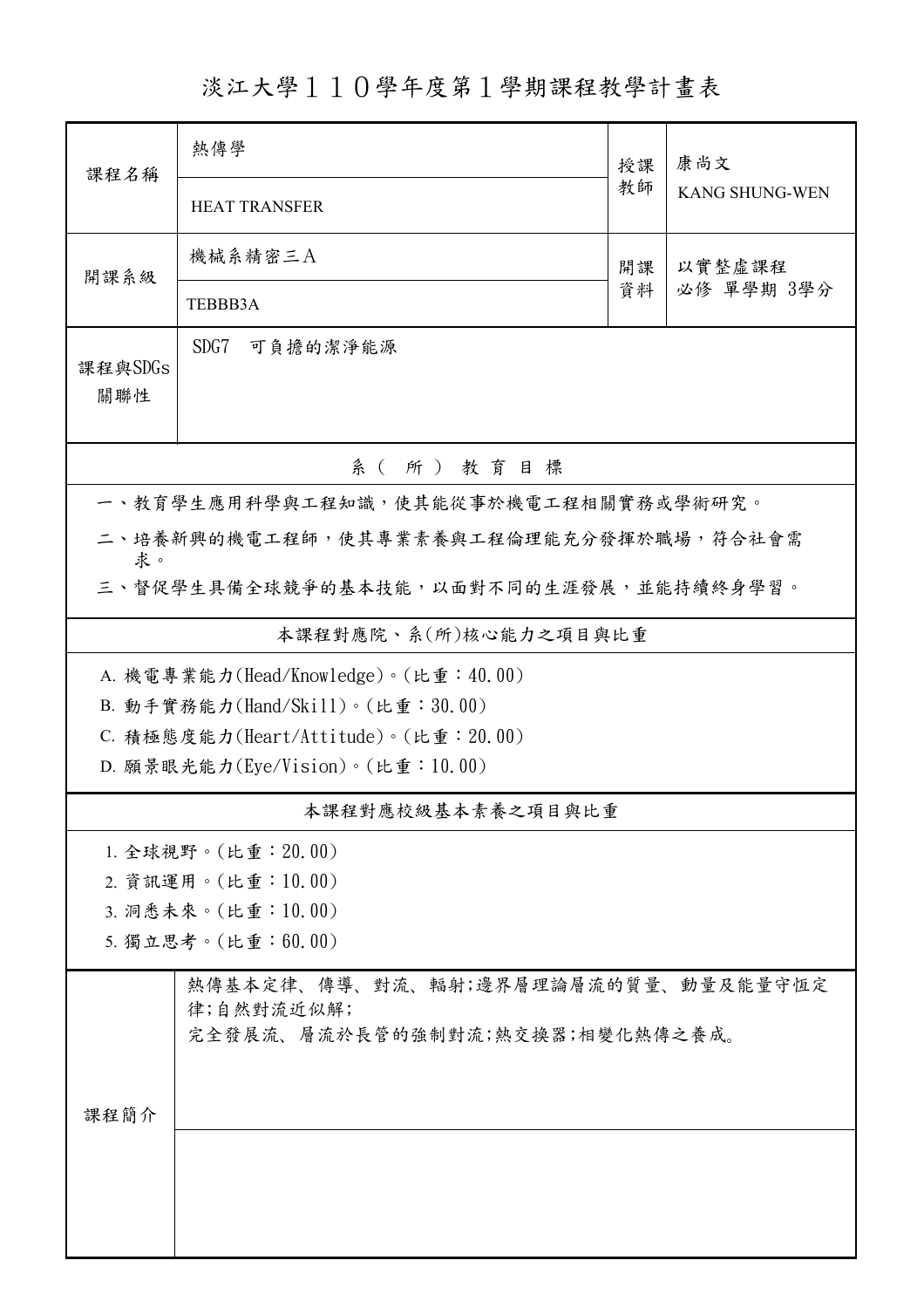# 淡江大學１１０學年度第１學期課程教學計畫表

| 課程名稱 | 熱傳學<br>HEAT TRANSFER | 授課教師 | 康尚文<br>KANG SHUNG-WEN |
|---|---|---|---|
| 開課系級 | 機械系精密三Ａ<br>TEBBB3A | 開課資料 | 以實整虛課程<br>必修 單學期 3學分 |
| 課程與SDGs關聯性 | SDG7　可負擔的潔淨能源 | | |

## 系（所）教育目標

一、教育學生應用科學與工程知識，使其能從事於機電工程相關實務或學術研究。

二、培養新興的機電工程師，使其專業素養與工程倫理能充分發揮於職場，符合社會需求。

三、督促學生具備全球競爭的基本技能，以面對不同的生涯發展，並能持續終身學習。

## 本課程對應院、系(所)核心能力之項目與比重

A. 機電專業能力(Head/Knowledge)。(比重：40.00)

B. 動手實務能力(Hand/Skill)。(比重：30.00)

C. 積極態度能力(Heart/Attitude)。(比重：20.00)

D. 願景眼光能力(Eye/Vision)。(比重：10.00)

## 本課程對應校級基本素養之項目與比重

1. 全球視野。(比重：20.00)
2. 資訊運用。(比重：10.00)
3. 洞悉未來。(比重：10.00)
5. 獨立思考。(比重：60.00)

## 課程簡介

熱傳基本定律、傳導、對流、輻射;邊界層理論層流的質量、動量及能量守恆定律;自然對流近似解;
完全發展流、層流於長管的強制對流;熱交換器;相變化熱傳之養成。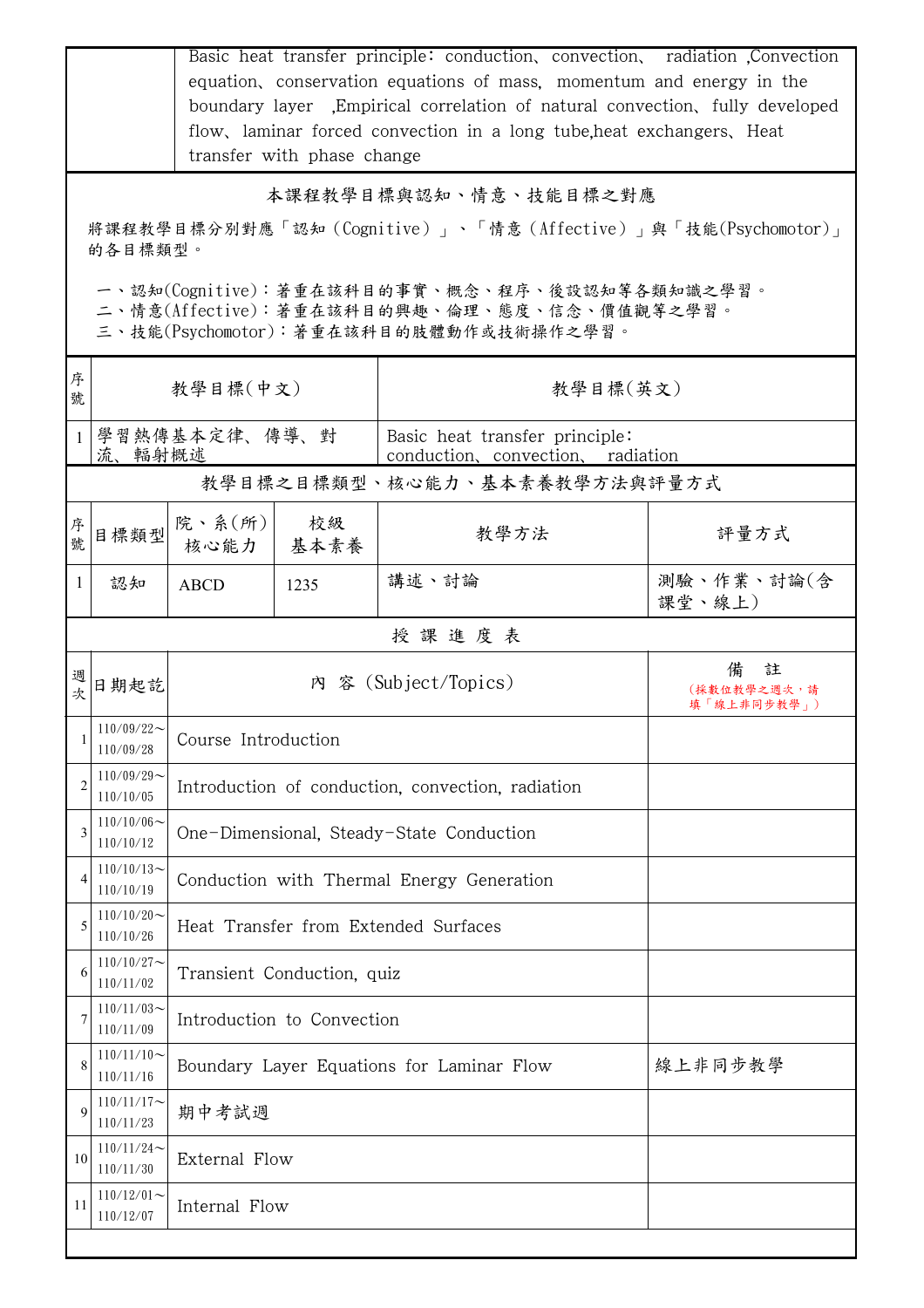| | Basic heat transfer principle：conduction、convection、 radiation ,Convection equation、conservation equations of mass, momentum and energy in the boundary layer ,Empirical correlation of natural convection、fully developed flow、laminar forced convection in a long tube,heat exchangers、Heat transfer with phase change |
|---|---|

## 本課程教學目標與認知、情意、技能目標之對應

將課程教學目標分別對應「認知（Cognitive）」、「情意（Affective）」與「技能(Psychomotor)」的各目標類型。

一、認知(Cognitive)：著重在該科目的事實、概念、程序、後設認知等各類知識之學習。
二、情意(Affective)：著重在該科目的興趣、倫理、態度、信念、價值觀等之學習。
三、技能(Psychomotor)：著重在該科目的肢體動作或技術操作之學習。

| 序號 | 教學目標(中文) | 教學目標(英文) |
|---|---|---|
| 1 | 學習熱傳基本定律、傳導、對流、輻射概述 | Basic heat transfer principle：conduction、convection、 radiation |

## 教學目標之目標類型、核心能力、基本素養教學方法與評量方式

| 序號 | 目標類型 | 院、系(所)核心能力 | 校級基本素養 | 教學方法 | 評量方式 |
|---|---|---|---|---|---|
| 1 | 認知 | ABCD | 1235 | 講述、討論 | 測驗、作業、討論(含課堂、線上) |

## 授課進度表

| 週次 | 日期起訖 | 內 容 (Subject/Topics) | 備 註 (採數位教學之週次，請填「線上非同步教學」) |
|---|---|---|---|
| 1 | 110/09/22～110/09/28 | Course Introduction | |
| 2 | 110/09/29～110/10/05 | Introduction of conduction, convection, radiation | |
| 3 | 110/10/06～110/10/12 | One-Dimensional, Steady-State Conduction | |
| 4 | 110/10/13～110/10/19 | Conduction with Thermal Energy Generation | |
| 5 | 110/10/20～110/10/26 | Heat Transfer from Extended Surfaces | |
| 6 | 110/10/27～110/11/02 | Transient Conduction, quiz | |
| 7 | 110/11/03～110/11/09 | Introduction to Convection | |
| 8 | 110/11/10～110/11/16 | Boundary Layer Equations for Laminar Flow | 線上非同步教學 |
| 9 | 110/11/17～110/11/23 | 期中考試週 | |
| 10 | 110/11/24～110/11/30 | External Flow | |
| 11 | 110/12/01～110/12/07 | Internal Flow | |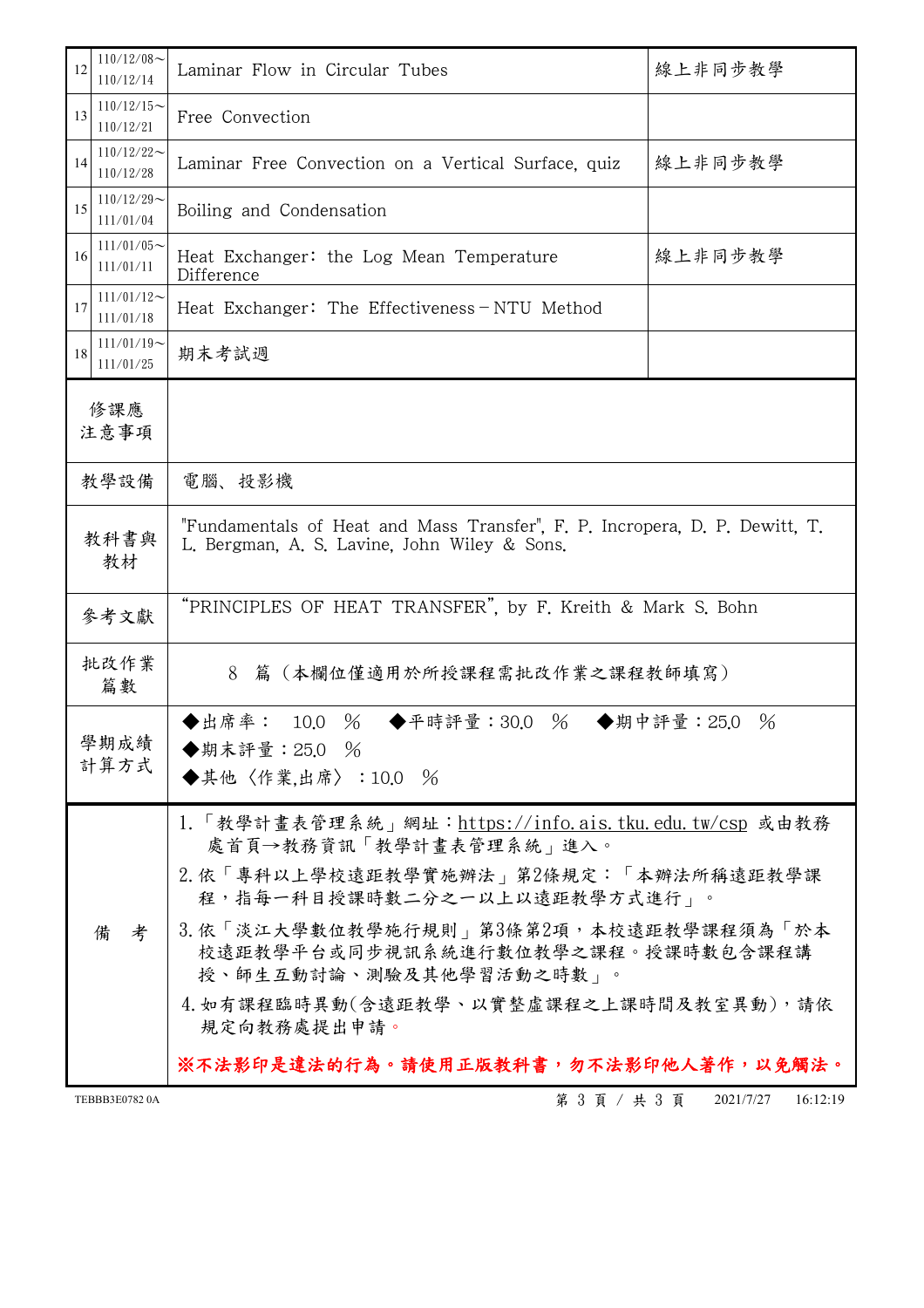| | | | |
|---|---|---|---|
| 12 | 110/12/08～110/12/14 | Laminar Flow in Circular Tubes | 線上非同步教學 |
| 13 | 110/12/15～110/12/21 | Free Convection | |
| 14 | 110/12/22～110/12/28 | Laminar Free Convection on a Vertical Surface, quiz | 線上非同步教學 |
| 15 | 110/12/29～111/01/04 | Boiling and Condensation | |
| 16 | 111/01/05～111/01/11 | Heat Exchanger: the Log Mean Temperature Difference | 線上非同步教學 |
| 17 | 111/01/12～111/01/18 | Heat Exchanger: The Effectiveness－NTU Method | |
| 18 | 111/01/19～111/01/25 | 期末考試週 | |

| | |
|---|---|
| 修課應注意事項 | |
| 教學設備 | 電腦、投影機 |
| 教科書與教材 | "Fundamentals of Heat and Mass Transfer", F. P. Incropera, D. P. Dewitt, T. L. Bergman, A. S. Lavine, John Wiley & Sons. |
| 參考文獻 | “PRINCIPLES OF HEAT TRANSFER”, by F. Kreith & Mark S. Bohn |
| 批改作業篇數 | 8 篇（本欄位僅適用於所授課程需批改作業之課程教師填寫） |
| 學期成績計算方式 | ◆出席率： 10.0 ％ ◆平時評量：30.0 ％ ◆期中評量：25.0 ％<br>◆期末評量：25.0 ％<br>◆其他〈作業,出席〉：10.0 ％ |
| 備 考 | 1.「教學計畫表管理系統」網址：https://info.ais.tku.edu.tw/csp 或由教務處首頁→教務資訊「教學計畫表管理系統」進入。<br>2.依「專科以上學校遠距教學實施辦法」第2條規定：「本辦法所稱遠距教學課程，指每一科目授課時數二分之一以上以遠距教學方式進行」。<br>3.依「淡江大學數位教學施行規則」第3條第2項，本校遠距教學課程須為「於本校遠距教學平台或同步視訊系統進行數位教學之課程。授課時數包含課程講授、師生互動討論、測驗及其他學習活動之時數」。<br>4.如有課程臨時異動(含遠距教學、以實整虛課程之上課時間及教室異動)，請依規定向教務處提出申請。<br>**※不法影印是違法的行為。請使用正版教科書，勿不法影印他人著作，以免觸法。** |

TEBBB3E0782 0A

2021/7/27 16:12:19